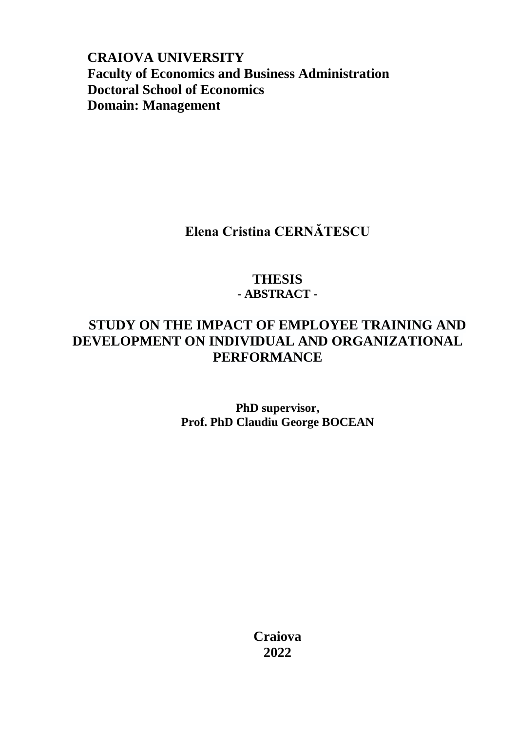**CRAIOVA UNIVERSITY**
**Faculty of Economics and Business Administration**
**Doctoral School of Economics**
**Domain: Management**

**Elena Cristina CERNĂTESCU**

# THESIS

**- ABSTRACT -**

# STUDY ON THE IMPACT OF EMPLOYEE TRAINING AND DEVELOPMENT ON INDIVIDUAL AND ORGANIZATIONAL PERFORMANCE

**PhD supervisor,**
**Prof. PhD Claudiu George BOCEAN**

**Craiova**
**2022**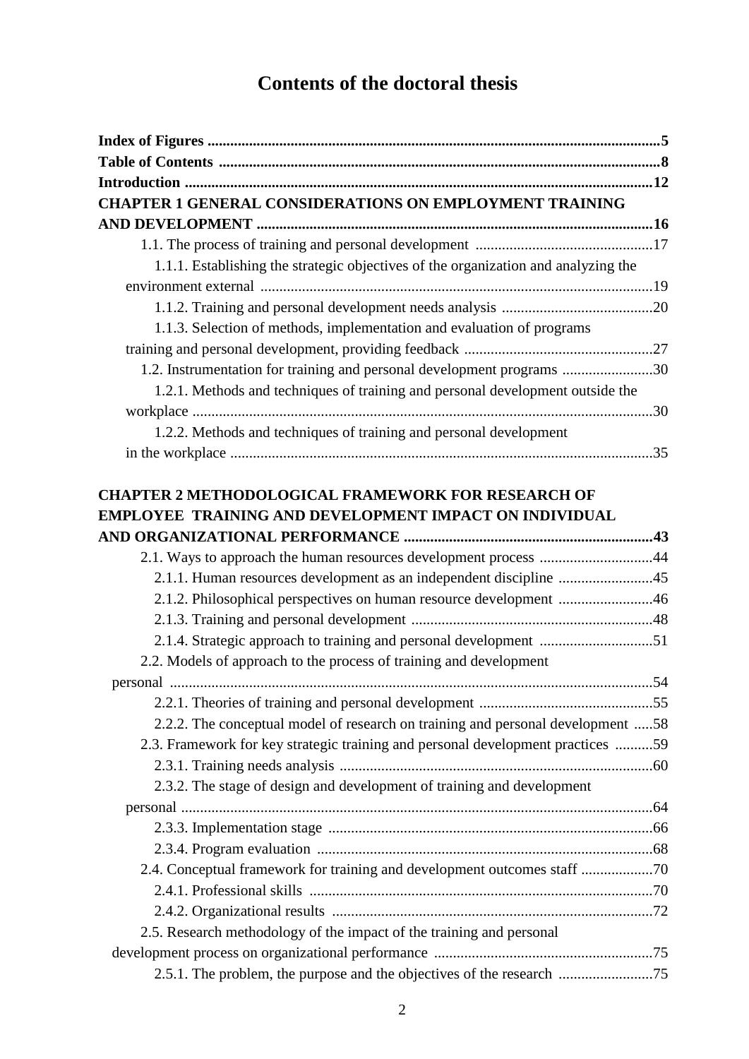# Contents of the doctoral thesis

**Index of Figures** ........................................................................................................**5**
**Table of Contents** ........................................................................................................**8**
**Introduction** ...............................................................................................................**12**
**CHAPTER 1 GENERAL CONSIDERATIONS ON EMPLOYMENT TRAINING AND DEVELOPMENT** ...........................................................................................**16**

1.1. The process of training and personal development ...............................................17
1.1.1. Establishing the strategic objectives of the organization and analyzing the environment external .......................................................................................19
1.1.2. Training and personal development needs analysis ........................................20
1.1.3. Selection of methods, implementation and evaluation of programs training and personal development, providing feedback ..................................................27
1.2. Instrumentation for training and personal development programs ........................30
1.2.1. Methods and techniques of training and personal development outside the workplace ...........................................................................................................30
1.2.2. Methods and techniques of training and personal development in the workplace ...............................................................................................................35

**CHAPTER 2 METHODOLOGICAL FRAMEWORK FOR RESEARCH OF EMPLOYEE TRAINING AND DEVELOPMENT IMPACT ON INDIVIDUAL AND ORGANIZATIONAL PERFORMANCE** ..................................................................**43**

2.1. Ways to approach the human resources development process ..............................44
2.1.1. Human resources development as an independent discipline .........................45
2.1.2. Philosophical perspectives on human resource development .........................46
2.1.3. Training and personal development ................................................................48
2.1.4. Strategic approach to training and personal development ..............................51
2.2. Models of approach to the process of training and development personal ...............................................................................................................54
2.2.1. Theories of training and personal development ..............................................55
2.2.2. The conceptual model of research on training and personal development .....58
2.3. Framework for key strategic training and personal development practices ..........59
2.3.1. Training needs analysis ...................................................................................60
2.3.2. The stage of design and development of training and development personal .............................................................................................................64
2.3.3. Implementation stage ......................................................................................66
2.3.4. Program evaluation .........................................................................................68
2.4. Conceptual framework for training and development outcomes staff ...................70
2.4.1. Professional skills ...........................................................................................70
2.4.2. Organizational results .....................................................................................72
2.5. Research methodology of the impact of the training and personal development process on organizational performance ..........................................................75
2.5.1. The problem, the purpose and the objectives of the research .........................75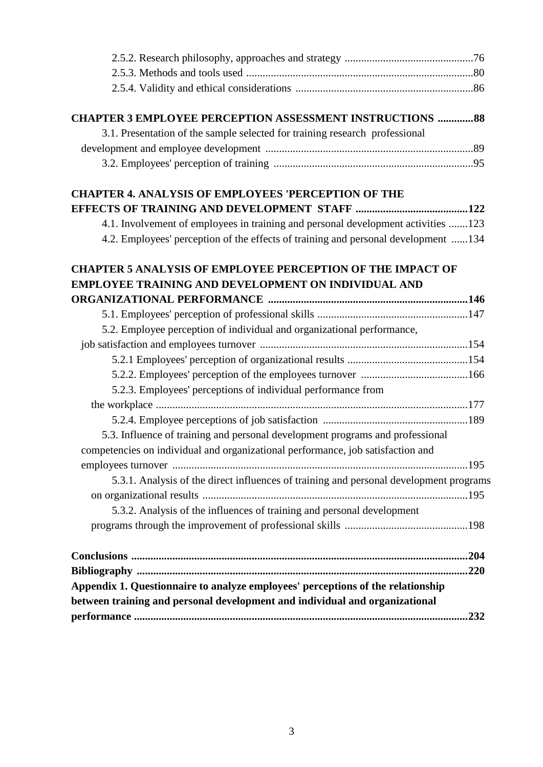2.5.2. Research philosophy, approaches and strategy ...............................................76
2.5.3. Methods and tools used ..................................................................................80
2.5.4. Validity and ethical considerations .................................................................86

**CHAPTER 3 EMPLOYEE PERCEPTION ASSESSMENT INSTRUCTIONS .............88**

3.1. Presentation of the sample selected for training research professional development and employee development ............................................................................89
3.2. Employees' perception of training .........................................................................95

**CHAPTER 4. ANALYSIS OF EMPLOYEES 'PERCEPTION OF THE EFFECTS OF TRAINING AND DEVELOPMENT STAFF .........................................122**

4.1. Involvement of employees in training and personal development activities .......123
4.2. Employees' perception of the effects of training and personal development ......134

**CHAPTER 5 ANALYSIS OF EMPLOYEE PERCEPTION OF THE IMPACT OF EMPLOYEE TRAINING AND DEVELOPMENT ON INDIVIDUAL AND ORGANIZATIONAL PERFORMANCE .........................................................................146**

5.1. Employees' perception of professional skills .......................................................147
5.2. Employee perception of individual and organizational performance, job satisfaction and employees turnover ...........................................................................154
5.2.1 Employees' perception of organizational results ............................................154
5.2.2. Employees' perception of the employees turnover .......................................166
5.2.3. Employees' perceptions of individual performance from the workplace ...................................................................................................................177
5.2.4. Employee perceptions of job satisfaction .....................................................189
5.3. Influence of training and personal development programs and professional competencies on individual and organizational performance, job satisfaction and employees turnover ...........................................................................................................195
5.3.1. Analysis of the direct influences of training and personal development programs on organizational results ................................................................................................195
5.3.2. Analysis of the influences of training and personal development programs through the improvement of professional skills .............................................198

**Conclusions ...........................................................................................................................204**

**Bibliography .........................................................................................................................220**

**Appendix 1. Questionnaire to analyze employees' perceptions of the relationship between training and personal development and individual and organizational performance ..........................................................................................................................232**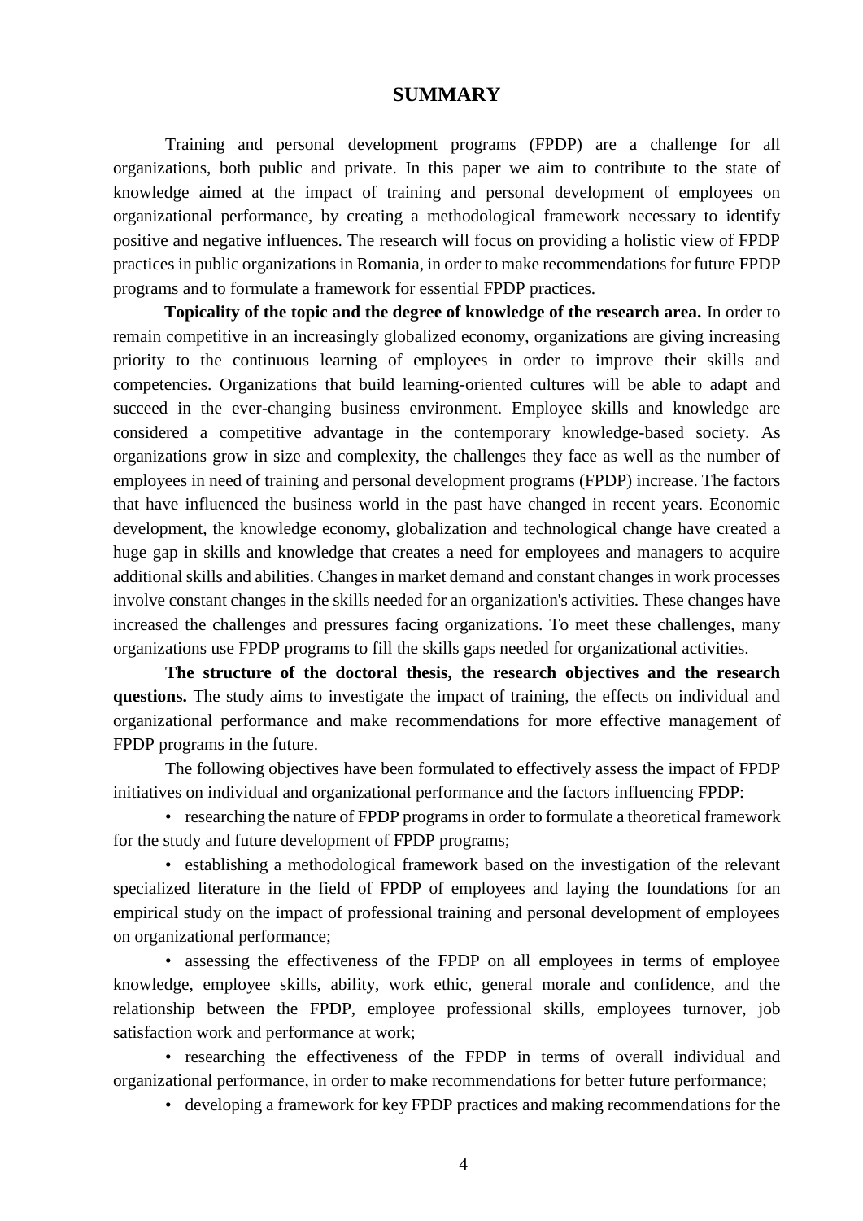# SUMMARY

Training and personal development programs (FPDP) are a challenge for all organizations, both public and private. In this paper we aim to contribute to the state of knowledge aimed at the impact of training and personal development of employees on organizational performance, by creating a methodological framework necessary to identify positive and negative influences. The research will focus on providing a holistic view of FPDP practices in public organizations in Romania, in order to make recommendations for future FPDP programs and to formulate a framework for essential FPDP practices.

**Topicality of the topic and the degree of knowledge of the research area.** In order to remain competitive in an increasingly globalized economy, organizations are giving increasing priority to the continuous learning of employees in order to improve their skills and competencies. Organizations that build learning-oriented cultures will be able to adapt and succeed in the ever-changing business environment. Employee skills and knowledge are considered a competitive advantage in the contemporary knowledge-based society. As organizations grow in size and complexity, the challenges they face as well as the number of employees in need of training and personal development programs (FPDP) increase. The factors that have influenced the business world in the past have changed in recent years. Economic development, the knowledge economy, globalization and technological change have created a huge gap in skills and knowledge that creates a need for employees and managers to acquire additional skills and abilities. Changes in market demand and constant changes in work processes involve constant changes in the skills needed for an organization's activities. These changes have increased the challenges and pressures facing organizations. To meet these challenges, many organizations use FPDP programs to fill the skills gaps needed for organizational activities.

**The structure of the doctoral thesis, the research objectives and the research questions.** The study aims to investigate the impact of training, the effects on individual and organizational performance and make recommendations for more effective management of FPDP programs in the future.

The following objectives have been formulated to effectively assess the impact of FPDP initiatives on individual and organizational performance and the factors influencing FPDP:

- researching the nature of FPDP programs in order to formulate a theoretical framework for the study and future development of FPDP programs;
- establishing a methodological framework based on the investigation of the relevant specialized literature in the field of FPDP of employees and laying the foundations for an empirical study on the impact of professional training and personal development of employees on organizational performance;
- assessing the effectiveness of the FPDP on all employees in terms of employee knowledge, employee skills, ability, work ethic, general morale and confidence, and the relationship between the FPDP, employee professional skills, employees turnover, job satisfaction work and performance at work;
- researching the effectiveness of the FPDP in terms of overall individual and organizational performance, in order to make recommendations for better future performance;
- developing a framework for key FPDP practices and making recommendations for the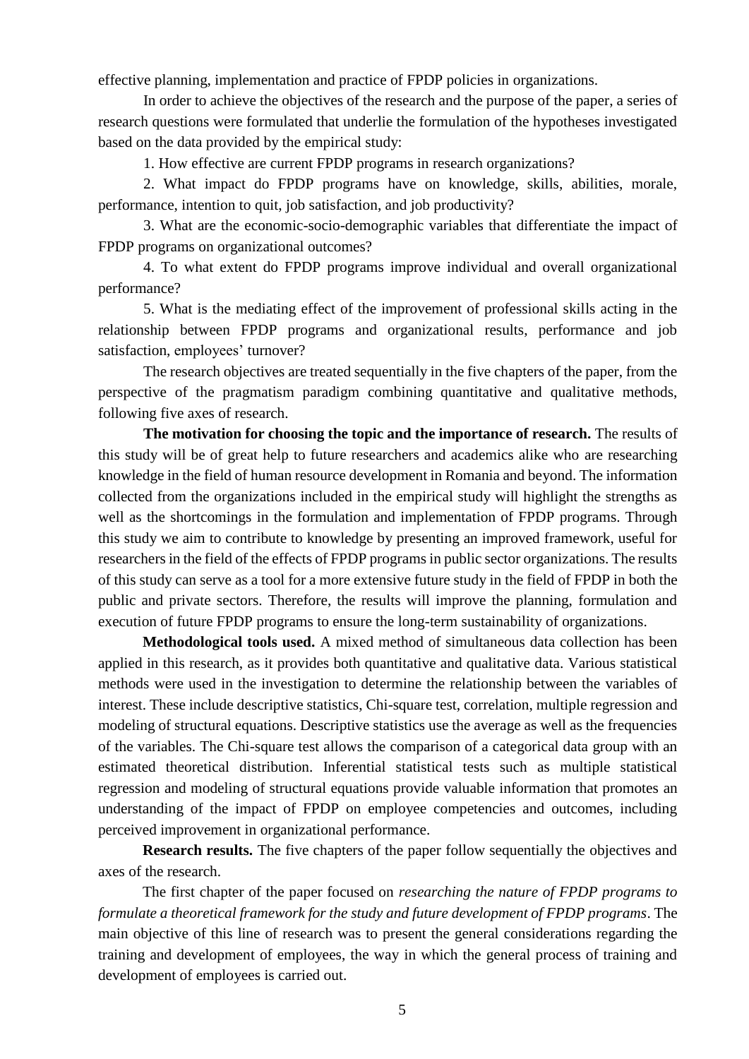effective planning, implementation and practice of FPDP policies in organizations.

In order to achieve the objectives of the research and the purpose of the paper, a series of research questions were formulated that underlie the formulation of the hypotheses investigated based on the data provided by the empirical study:

1. How effective are current FPDP programs in research organizations?
2. What impact do FPDP programs have on knowledge, skills, abilities, morale, performance, intention to quit, job satisfaction, and job productivity?
3. What are the economic-socio-demographic variables that differentiate the impact of FPDP programs on organizational outcomes?
4. To what extent do FPDP programs improve individual and overall organizational performance?
5. What is the mediating effect of the improvement of professional skills acting in the relationship between FPDP programs and organizational results, performance and job satisfaction, employees' turnover?

The research objectives are treated sequentially in the five chapters of the paper, from the perspective of the pragmatism paradigm combining quantitative and qualitative methods, following five axes of research.

**The motivation for choosing the topic and the importance of research.** The results of this study will be of great help to future researchers and academics alike who are researching knowledge in the field of human resource development in Romania and beyond. The information collected from the organizations included in the empirical study will highlight the strengths as well as the shortcomings in the formulation and implementation of FPDP programs. Through this study we aim to contribute to knowledge by presenting an improved framework, useful for researchers in the field of the effects of FPDP programs in public sector organizations. The results of this study can serve as a tool for a more extensive future study in the field of FPDP in both the public and private sectors. Therefore, the results will improve the planning, formulation and execution of future FPDP programs to ensure the long-term sustainability of organizations.

**Methodological tools used.** A mixed method of simultaneous data collection has been applied in this research, as it provides both quantitative and qualitative data. Various statistical methods were used in the investigation to determine the relationship between the variables of interest. These include descriptive statistics, Chi-square test, correlation, multiple regression and modeling of structural equations. Descriptive statistics use the average as well as the frequencies of the variables. The Chi-square test allows the comparison of a categorical data group with an estimated theoretical distribution. Inferential statistical tests such as multiple statistical regression and modeling of structural equations provide valuable information that promotes an understanding of the impact of FPDP on employee competencies and outcomes, including perceived improvement in organizational performance.

**Research results.** The five chapters of the paper follow sequentially the objectives and axes of the research.

The first chapter of the paper focused on *researching the nature of FPDP programs to formulate a theoretical framework for the study and future development of FPDP programs*. The main objective of this line of research was to present the general considerations regarding the training and development of employees, the way in which the general process of training and development of employees is carried out.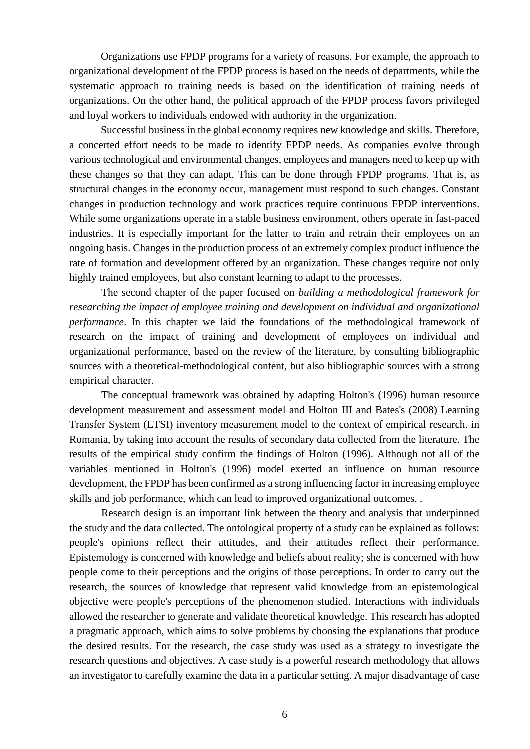Organizations use FPDP programs for a variety of reasons. For example, the approach to organizational development of the FPDP process is based on the needs of departments, while the systematic approach to training needs is based on the identification of training needs of organizations. On the other hand, the political approach of the FPDP process favors privileged and loyal workers to individuals endowed with authority in the organization.

Successful business in the global economy requires new knowledge and skills. Therefore, a concerted effort needs to be made to identify FPDP needs. As companies evolve through various technological and environmental changes, employees and managers need to keep up with these changes so that they can adapt. This can be done through FPDP programs. That is, as structural changes in the economy occur, management must respond to such changes. Constant changes in production technology and work practices require continuous FPDP interventions. While some organizations operate in a stable business environment, others operate in fast-paced industries. It is especially important for the latter to train and retrain their employees on an ongoing basis. Changes in the production process of an extremely complex product influence the rate of formation and development offered by an organization. These changes require not only highly trained employees, but also constant learning to adapt to the processes.

The second chapter of the paper focused on *building a methodological framework for researching the impact of employee training and development on individual and organizational performance*. In this chapter we laid the foundations of the methodological framework of research on the impact of training and development of employees on individual and organizational performance, based on the review of the literature, by consulting bibliographic sources with a theoretical-methodological content, but also bibliographic sources with a strong empirical character.

The conceptual framework was obtained by adapting Holton's (1996) human resource development measurement and assessment model and Holton III and Bates's (2008) Learning Transfer System (LTSI) inventory measurement model to the context of empirical research. in Romania, by taking into account the results of secondary data collected from the literature. The results of the empirical study confirm the findings of Holton (1996). Although not all of the variables mentioned in Holton's (1996) model exerted an influence on human resource development, the FPDP has been confirmed as a strong influencing factor in increasing employee skills and job performance, which can lead to improved organizational outcomes. .

Research design is an important link between the theory and analysis that underpinned the study and the data collected. The ontological property of a study can be explained as follows: people's opinions reflect their attitudes, and their attitudes reflect their performance. Epistemology is concerned with knowledge and beliefs about reality; she is concerned with how people come to their perceptions and the origins of those perceptions. In order to carry out the research, the sources of knowledge that represent valid knowledge from an epistemological objective were people's perceptions of the phenomenon studied. Interactions with individuals allowed the researcher to generate and validate theoretical knowledge. This research has adopted a pragmatic approach, which aims to solve problems by choosing the explanations that produce the desired results. For the research, the case study was used as a strategy to investigate the research questions and objectives. A case study is a powerful research methodology that allows an investigator to carefully examine the data in a particular setting. A major disadvantage of case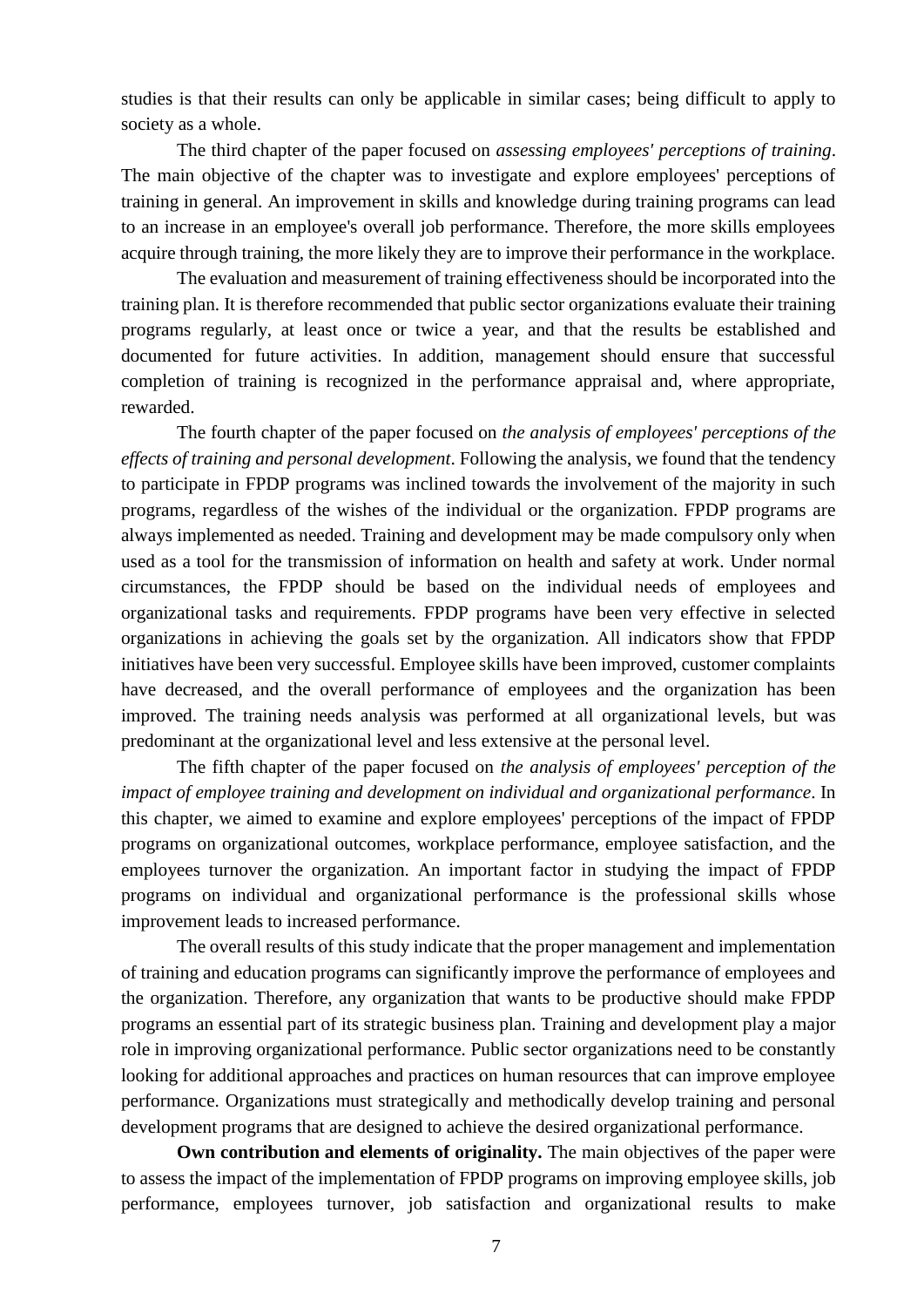studies is that their results can only be applicable in similar cases; being difficult to apply to society as a whole.

The third chapter of the paper focused on *assessing employees' perceptions of training*. The main objective of the chapter was to investigate and explore employees' perceptions of training in general. An improvement in skills and knowledge during training programs can lead to an increase in an employee's overall job performance. Therefore, the more skills employees acquire through training, the more likely they are to improve their performance in the workplace.

The evaluation and measurement of training effectiveness should be incorporated into the training plan. It is therefore recommended that public sector organizations evaluate their training programs regularly, at least once or twice a year, and that the results be established and documented for future activities. In addition, management should ensure that successful completion of training is recognized in the performance appraisal and, where appropriate, rewarded.

The fourth chapter of the paper focused on *the analysis of employees' perceptions of the effects of training and personal development*. Following the analysis, we found that the tendency to participate in FPDP programs was inclined towards the involvement of the majority in such programs, regardless of the wishes of the individual or the organization. FPDP programs are always implemented as needed. Training and development may be made compulsory only when used as a tool for the transmission of information on health and safety at work. Under normal circumstances, the FPDP should be based on the individual needs of employees and organizational tasks and requirements. FPDP programs have been very effective in selected organizations in achieving the goals set by the organization. All indicators show that FPDP initiatives have been very successful. Employee skills have been improved, customer complaints have decreased, and the overall performance of employees and the organization has been improved. The training needs analysis was performed at all organizational levels, but was predominant at the organizational level and less extensive at the personal level.

The fifth chapter of the paper focused on *the analysis of employees' perception of the impact of employee training and development on individual and organizational performance*. In this chapter, we aimed to examine and explore employees' perceptions of the impact of FPDP programs on organizational outcomes, workplace performance, employee satisfaction, and the employees turnover the organization. An important factor in studying the impact of FPDP programs on individual and organizational performance is the professional skills whose improvement leads to increased performance.

The overall results of this study indicate that the proper management and implementation of training and education programs can significantly improve the performance of employees and the organization. Therefore, any organization that wants to be productive should make FPDP programs an essential part of its strategic business plan. Training and development play a major role in improving organizational performance. Public sector organizations need to be constantly looking for additional approaches and practices on human resources that can improve employee performance. Organizations must strategically and methodically develop training and personal development programs that are designed to achieve the desired organizational performance.

**Own contribution and elements of originality.** The main objectives of the paper were to assess the impact of the implementation of FPDP programs on improving employee skills, job performance, employees turnover, job satisfaction and organizational results to make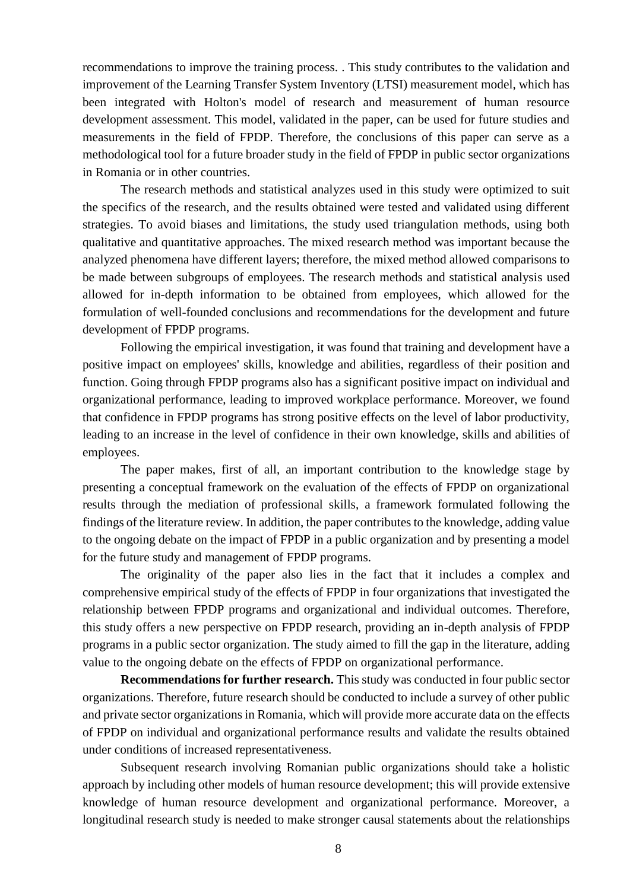recommendations to improve the training process. . This study contributes to the validation and improvement of the Learning Transfer System Inventory (LTSI) measurement model, which has been integrated with Holton's model of research and measurement of human resource development assessment. This model, validated in the paper, can be used for future studies and measurements in the field of FPDP. Therefore, the conclusions of this paper can serve as a methodological tool for a future broader study in the field of FPDP in public sector organizations in Romania or in other countries.

The research methods and statistical analyzes used in this study were optimized to suit the specifics of the research, and the results obtained were tested and validated using different strategies. To avoid biases and limitations, the study used triangulation methods, using both qualitative and quantitative approaches. The mixed research method was important because the analyzed phenomena have different layers; therefore, the mixed method allowed comparisons to be made between subgroups of employees. The research methods and statistical analysis used allowed for in-depth information to be obtained from employees, which allowed for the formulation of well-founded conclusions and recommendations for the development and future development of FPDP programs.

Following the empirical investigation, it was found that training and development have a positive impact on employees' skills, knowledge and abilities, regardless of their position and function. Going through FPDP programs also has a significant positive impact on individual and organizational performance, leading to improved workplace performance. Moreover, we found that confidence in FPDP programs has strong positive effects on the level of labor productivity, leading to an increase in the level of confidence in their own knowledge, skills and abilities of employees.

The paper makes, first of all, an important contribution to the knowledge stage by presenting a conceptual framework on the evaluation of the effects of FPDP on organizational results through the mediation of professional skills, a framework formulated following the findings of the literature review. In addition, the paper contributes to the knowledge, adding value to the ongoing debate on the impact of FPDP in a public organization and by presenting a model for the future study and management of FPDP programs.

The originality of the paper also lies in the fact that it includes a complex and comprehensive empirical study of the effects of FPDP in four organizations that investigated the relationship between FPDP programs and organizational and individual outcomes. Therefore, this study offers a new perspective on FPDP research, providing an in-depth analysis of FPDP programs in a public sector organization. The study aimed to fill the gap in the literature, adding value to the ongoing debate on the effects of FPDP on organizational performance.

**Recommendations for further research.** This study was conducted in four public sector organizations. Therefore, future research should be conducted to include a survey of other public and private sector organizations in Romania, which will provide more accurate data on the effects of FPDP on individual and organizational performance results and validate the results obtained under conditions of increased representativeness.

Subsequent research involving Romanian public organizations should take a holistic approach by including other models of human resource development; this will provide extensive knowledge of human resource development and organizational performance. Moreover, a longitudinal research study is needed to make stronger causal statements about the relationships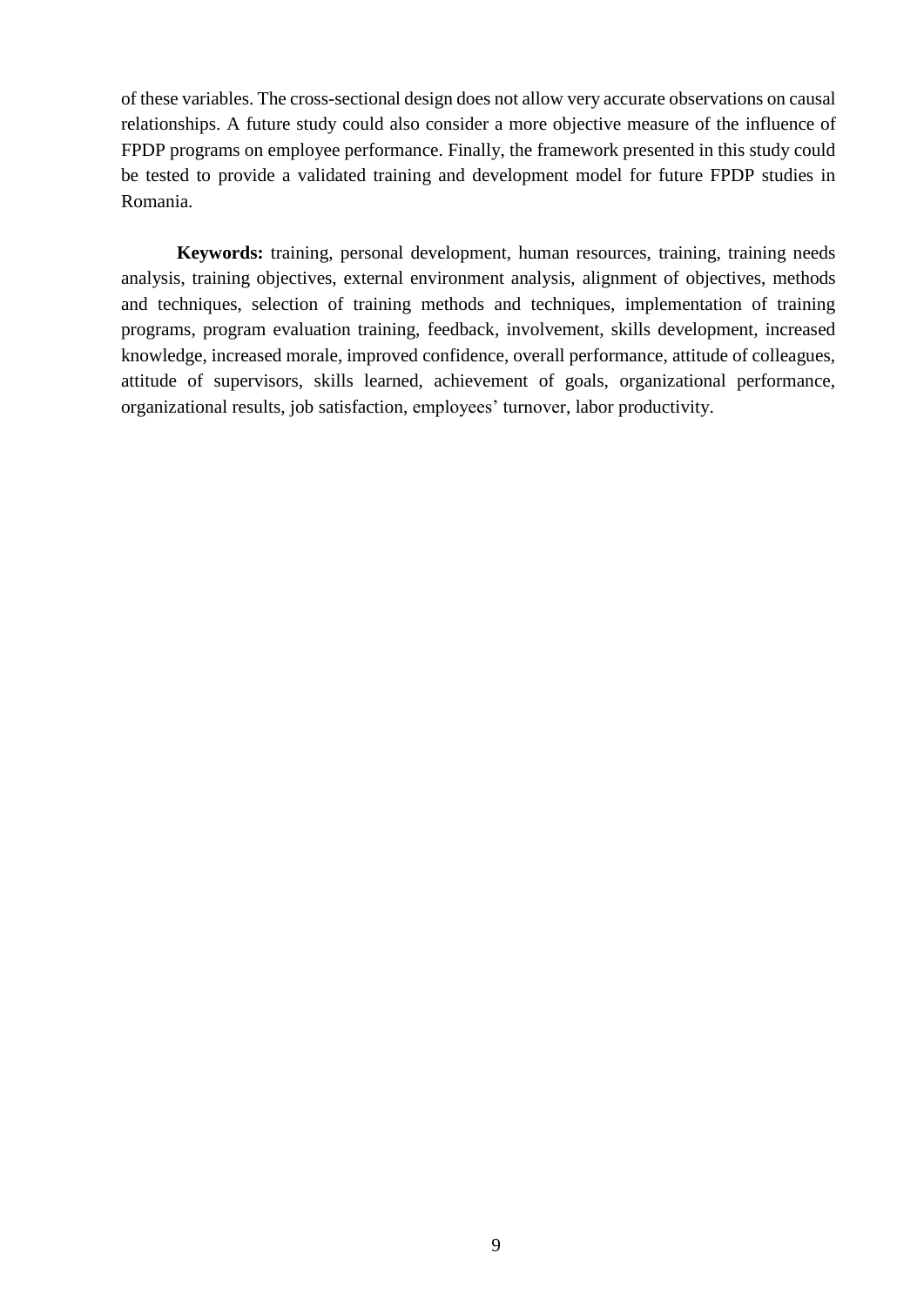of these variables. The cross-sectional design does not allow very accurate observations on causal relationships. A future study could also consider a more objective measure of the influence of FPDP programs on employee performance. Finally, the framework presented in this study could be tested to provide a validated training and development model for future FPDP studies in Romania.

**Keywords:** training, personal development, human resources, training, training needs analysis, training objectives, external environment analysis, alignment of objectives, methods and techniques, selection of training methods and techniques, implementation of training programs, program evaluation training, feedback, involvement, skills development, increased knowledge, increased morale, improved confidence, overall performance, attitude of colleagues, attitude of supervisors, skills learned, achievement of goals, organizational performance, organizational results, job satisfaction, employees' turnover, labor productivity.